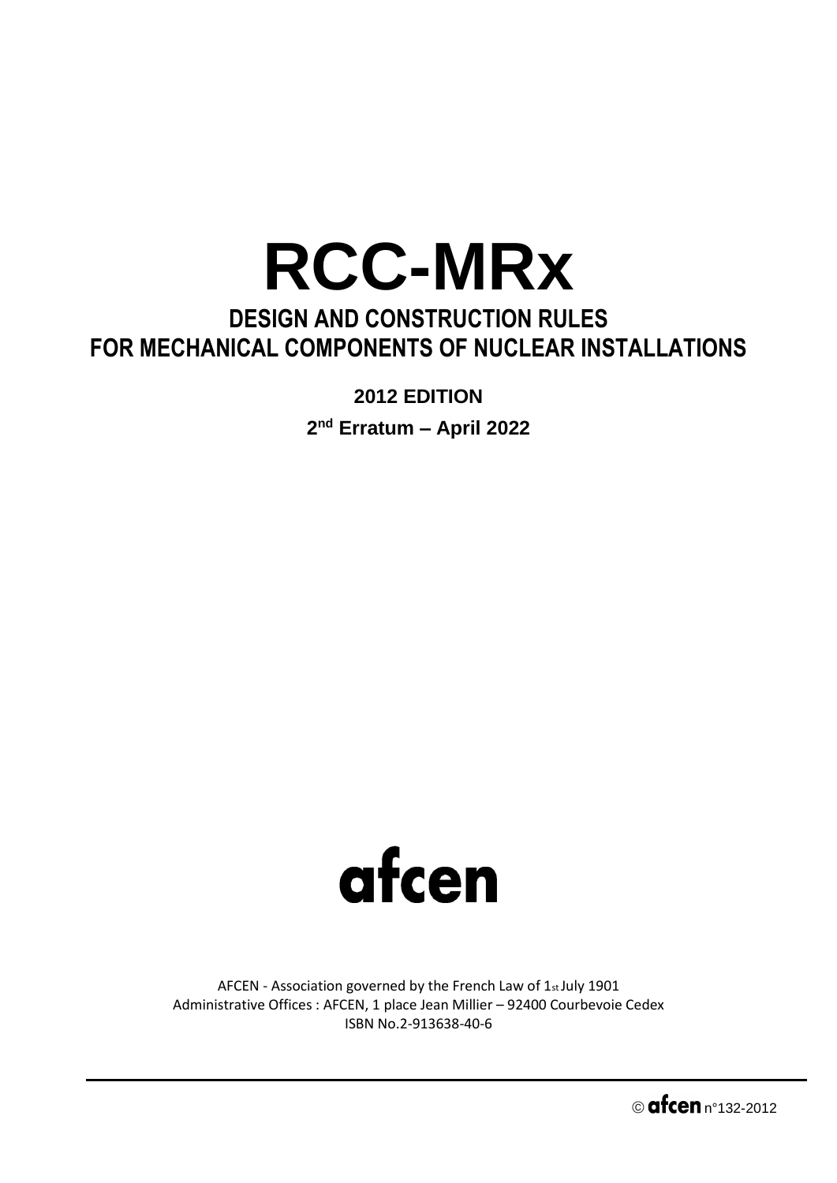# RCC-MRx

## DESIGN AND CONSTRUCTION RULES FOR MECHANICAL COMPONENTS OF NUCLEAR INSTALLATIONS

**2012 EDITION**

**2nd Erratum – April 2022**

**afcen**

AFCEN - Association governed by the French Law of 1st July 1901
Administrative Offices : AFCEN, 1 place Jean Millier – 92400 Courbevoie Cedex
ISBN No.2-913638-40-6

© **afcen** n°132-2012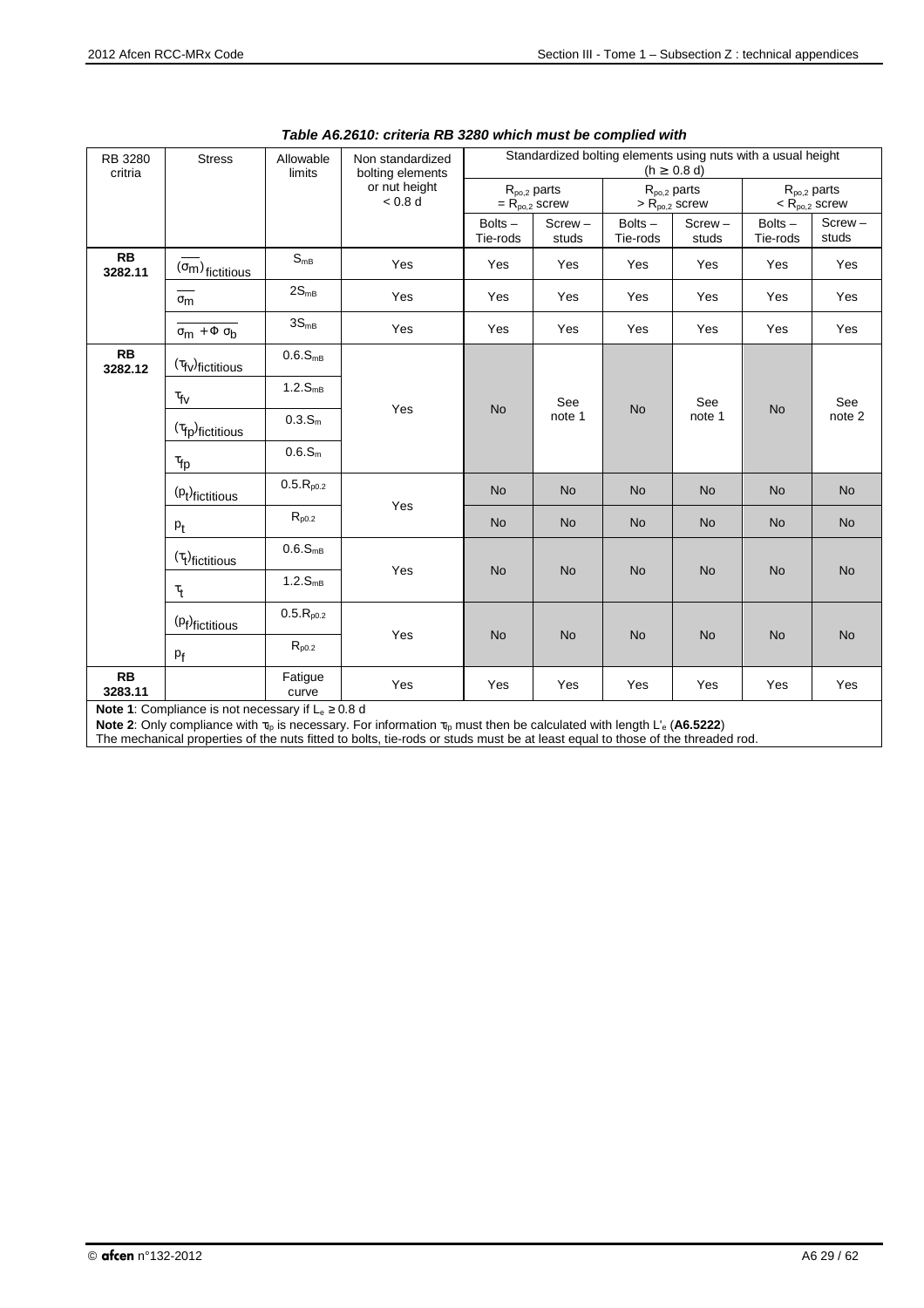*Table A6.2610: criteria RB 3280 which must be complied with*

| RB 3280 critria | Stress | Allowable limits | Non standardized bolting elements or nut height < 0.8 d | Standardized bolting elements using nuts with a usual height ($h \geq 0.8$ d) | | | | | |
|---|---|---|---|---|---|---|---|---|---|
| | | | | $R_{po,2}$ parts $= R_{po,2}$ screw | | $R_{po,2}$ parts $> R_{po,2}$ screw | | $R_{po,2}$ parts $< R_{po,2}$ screw | |
| | | | | Bolts – Tie-rods | Screw – studs | Bolts – Tie-rods | Screw – studs | Bolts – Tie-rods | Screw – studs |
| **RB 3282.11** | $(\overline{\sigma_m})_{fictitious}$ | $S_{mB}$ | Yes | Yes | Yes | Yes | Yes | Yes | Yes |
| | $\overline{\sigma_m}$ | $2S_{mB}$ | Yes | Yes | Yes | Yes | Yes | Yes | Yes |
| | $\overline{\sigma_m + \Phi\ \sigma_b}$ | $3S_{mB}$ | Yes | Yes | Yes | Yes | Yes | Yes | Yes |
| **RB 3282.12** | $(\tau_{fv})_{fictitious}$ | $0.6.S_{mB}$ | Yes | No | See note 1 | No | See note 1 | No | See note 2 |
| | $\tau_{fv}$ | $1.2.S_{mB}$ | | | | | | | |
| | $(\tau_{fp})_{fictitious}$ | $0.3.S_m$ | | | | | | | |
| | $\tau_{fp}$ | $0.6.S_m$ | | | | | | | |
| | $(p_t)_{fictitious}$ | $0.5.R_{p0.2}$ | Yes | No | No | No | No | No | No |
| | $p_t$ | $R_{p0.2}$ | | No | No | No | No | No | No |
| | $(\tau_t)_{fictitious}$ | $0.6.S_{mB}$ | Yes | No | No | No | No | No | No |
| | $\tau_t$ | $1.2.S_{mB}$ | | | | | | | |
| | $(p_f)_{fictitious}$ | $0.5.R_{p0.2}$ | Yes | No | No | No | No | No | No |
| | $p_f$ | $R_{p0.2}$ | | | | | | | |
| **RB 3283.11** | | Fatigue curve | Yes | Yes | Yes | Yes | Yes | Yes | Yes |

**Note 1**: Compliance is not necessary if $L_e \geq 0.8$ d

**Note 2**: Only compliance with $\tau_{fp}$ is necessary. For information $\tau_{fp}$ must then be calculated with length $L'_e$ (**A6.5222**)

The mechanical properties of the nuts fitted to bolts, tie-rods or studs must be at least equal to those of the threaded rod.